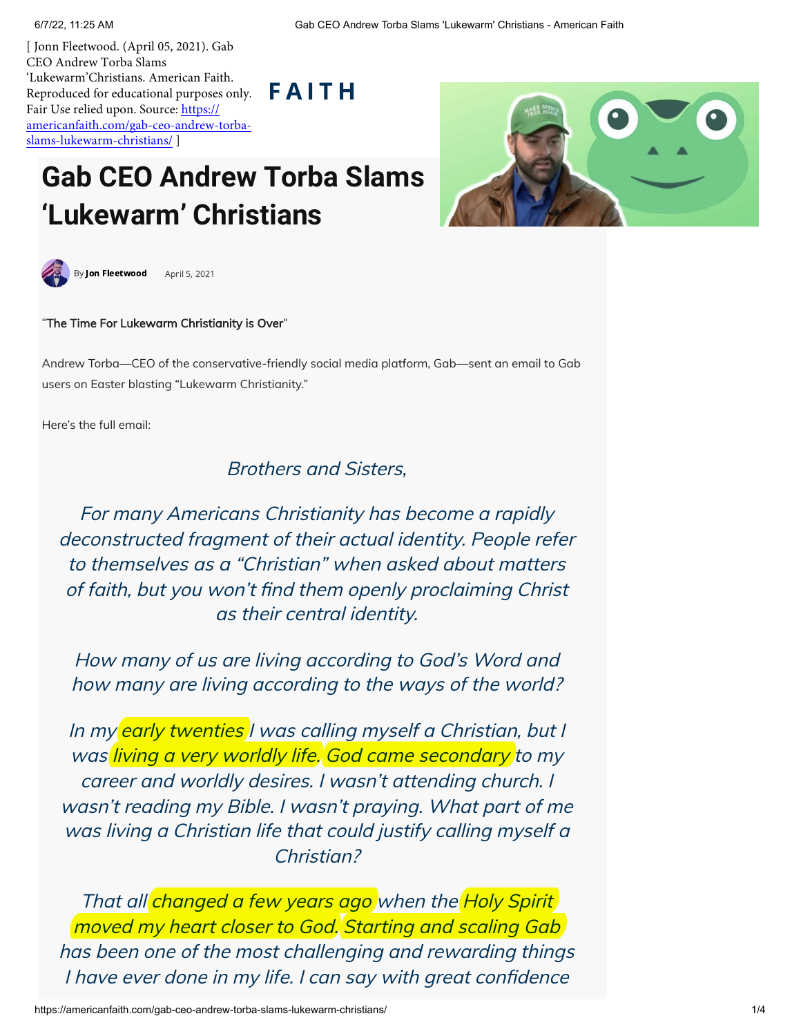[ Jonn Fleetwood. (April 05, 2021). Gab CEO Andrew Torba Slams 'Lukewarm'Christians. American Faith. Reproduced for educational purposes only. Fair Use relied upon. Source: https://americanfaith.com/gab-ceo-andrew-torba-slams-lukewarm-christians/ ]

FAITH

# Gab CEO Andrew Torba Slams 'Lukewarm' Christians

By **Jon Fleetwood** April 5, 2021

"The Time For Lukewarm Christianity is Over"

Andrew Torba—CEO of the conservative-friendly social media platform, Gab—sent an email to Gab users on Easter blasting "Lukewarm Christianity."

Here's the full email:

*Brothers and Sisters,*

*For many Americans Christianity has become a rapidly deconstructed fragment of their actual identity. People refer to themselves as a "Christian" when asked about matters of faith, but you won't find them openly proclaiming Christ as their central identity.*

*How many of us are living according to God's Word and how many are living according to the ways of the world?*

*In my early twenties I was calling myself a Christian, but I was living a very worldly life. God came secondary to my career and worldly desires. I wasn't attending church. I wasn't reading my Bible. I wasn't praying. What part of me was living a Christian life that could justify calling myself a Christian?*

*That all changed a few years ago when the Holy Spirit moved my heart closer to God. Starting and scaling Gab has been one of the most challenging and rewarding things I have ever done in my life. I can say with great confidence*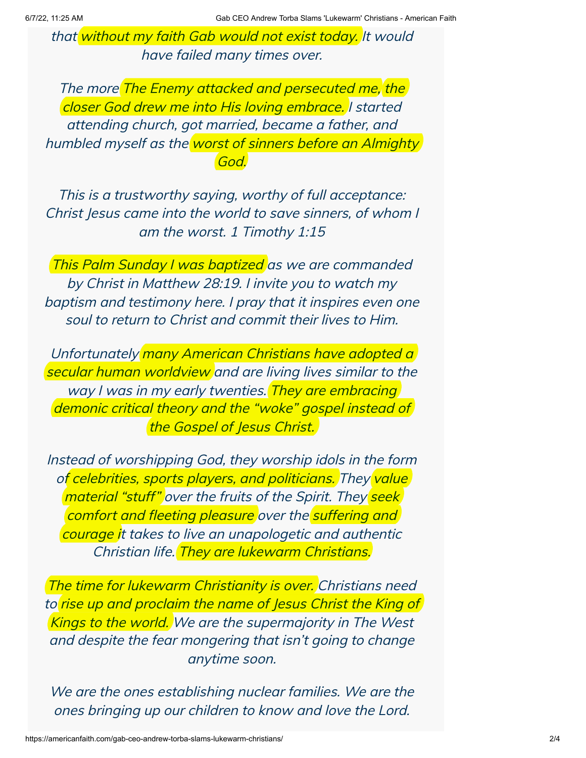*that without my faith Gab would not exist today. It would have failed many times over.*

*The more The Enemy attacked and persecuted me, the closer God drew me into His loving embrace. I started attending church, got married, became a father, and humbled myself as the worst of sinners before an Almighty God.*

*This is a trustworthy saying, worthy of full acceptance: Christ Jesus came into the world to save sinners, of whom I am the worst. 1 Timothy 1:15*

*This Palm Sunday I was baptized as we are commanded by Christ in Matthew 28:19. I invite you to watch my baptism and testimony here. I pray that it inspires even one soul to return to Christ and commit their lives to Him.*

*Unfortunately many American Christians have adopted a secular human worldview and are living lives similar to the way I was in my early twenties. They are embracing demonic critical theory and the "woke" gospel instead of the Gospel of Jesus Christ.*

*Instead of worshipping God, they worship idols in the form of celebrities, sports players, and politicians. They value material "stuff" over the fruits of the Spirit. They seek comfort and fleeting pleasure over the suffering and courage it takes to live an unapologetic and authentic Christian life. They are lukewarm Christians.*

*The time for lukewarm Christianity is over. Christians need to rise up and proclaim the name of Jesus Christ the King of Kings to the world. We are the supermajority in The West and despite the fear mongering that isn't going to change anytime soon.*

*We are the ones establishing nuclear families. We are the ones bringing up our children to know and love the Lord.*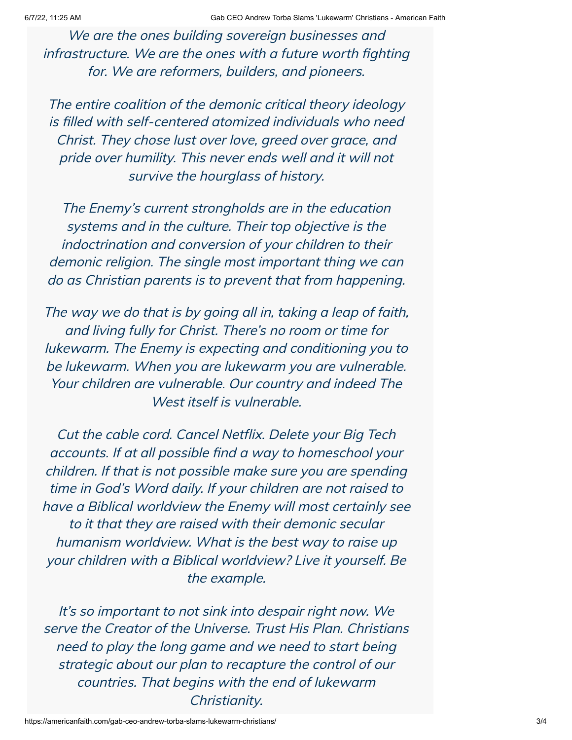*We are the ones building sovereign businesses and infrastructure. We are the ones with a future worth fighting for. We are reformers, builders, and pioneers.*

*The entire coalition of the demonic critical theory ideology is filled with self-centered atomized individuals who need Christ. They chose lust over love, greed over grace, and pride over humility. This never ends well and it will not survive the hourglass of history.*

*The Enemy's current strongholds are in the education systems and in the culture. Their top objective is the indoctrination and conversion of your children to their demonic religion. The single most important thing we can do as Christian parents is to prevent that from happening.*

*The way we do that is by going all in, taking a leap of faith, and living fully for Christ. There's no room or time for lukewarm. The Enemy is expecting and conditioning you to be lukewarm. When you are lukewarm you are vulnerable. Your children are vulnerable. Our country and indeed The West itself is vulnerable.*

*Cut the cable cord. Cancel Netflix. Delete your Big Tech accounts. If at all possible find a way to homeschool your children. If that is not possible make sure you are spending time in God's Word daily. If your children are not raised to have a Biblical worldview the Enemy will most certainly see to it that they are raised with their demonic secular humanism worldview. What is the best way to raise up your children with a Biblical worldview? Live it yourself. Be the example.*

*It's so important to not sink into despair right now. We serve the Creator of the Universe. Trust His Plan. Christians need to play the long game and we need to start being strategic about our plan to recapture the control of our countries. That begins with the end of lukewarm Christianity.*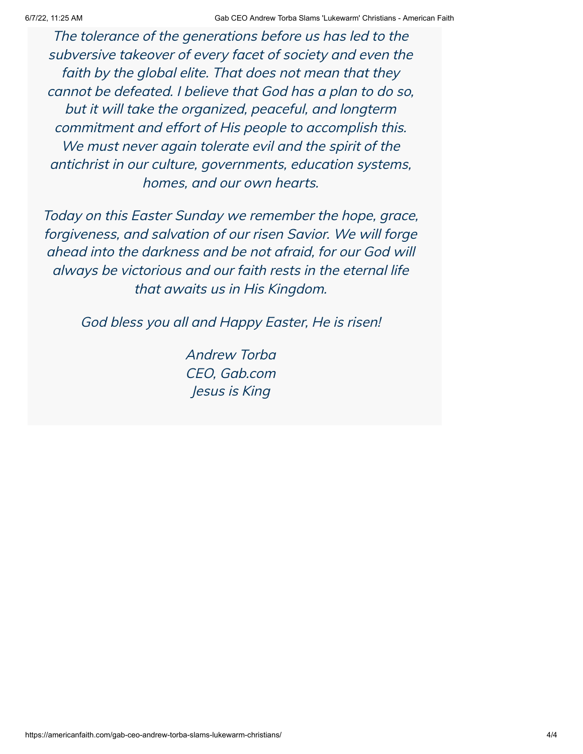*The tolerance of the generations before us has led to the subversive takeover of every facet of society and even the faith by the global elite. That does not mean that they cannot be defeated. I believe that God has a plan to do so, but it will take the organized, peaceful, and longterm commitment and effort of His people to accomplish this. We must never again tolerate evil and the spirit of the antichrist in our culture, governments, education systems, homes, and our own hearts.*

*Today on this Easter Sunday we remember the hope, grace, forgiveness, and salvation of our risen Savior. We will forge ahead into the darkness and be not afraid, for our God will always be victorious and our faith rests in the eternal life that awaits us in His Kingdom.*

*God bless you all and Happy Easter, He is risen!*

*Andrew Torba*
*CEO, Gab.com*
*Jesus is King*